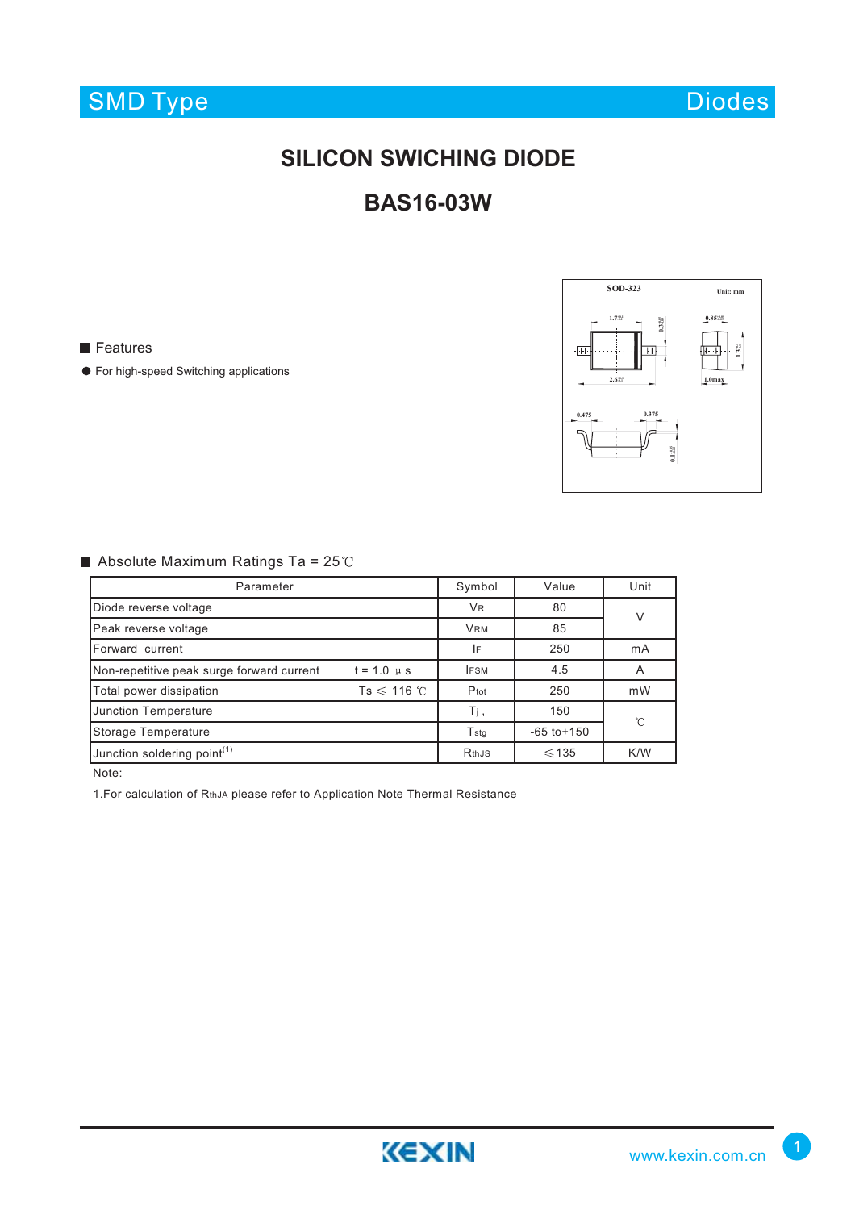SMD Type | Diodes

# SILICON SWICHING DIODE

# BAS16-03W

■ Features

- For high-speed Switching applications

■ Absolute Maximum Ratings Ta = 25℃

| Parameter | | Symbol | Value | Unit |
|---|---|---|---|---|
| Diode reverse voltage | | $V_R$ | 80 | V |
| Peak reverse voltage | | $V_{RM}$ | 85 | |
| Forward current | | $I_F$ | 250 | mA |
| Non-repetitive peak surge forward current | t = 1.0 μ s | $I_{FSM}$ | 4.5 | A |
| Total power dissipation | Ts ≤ 116 ℃ | $P_{tot}$ | 250 | mW |
| Junction Temperature | | $T_j$ , | 150 | ℃ |
| Storage Temperature | | $T_{stg}$ | -65 to+150 | |
| Junction soldering point[1] | | $R_{thJS}$ | ≤135 | K/W |

Note:

1.For calculation of $R_{thJA}$ please refer to Application Note Thermal Resistance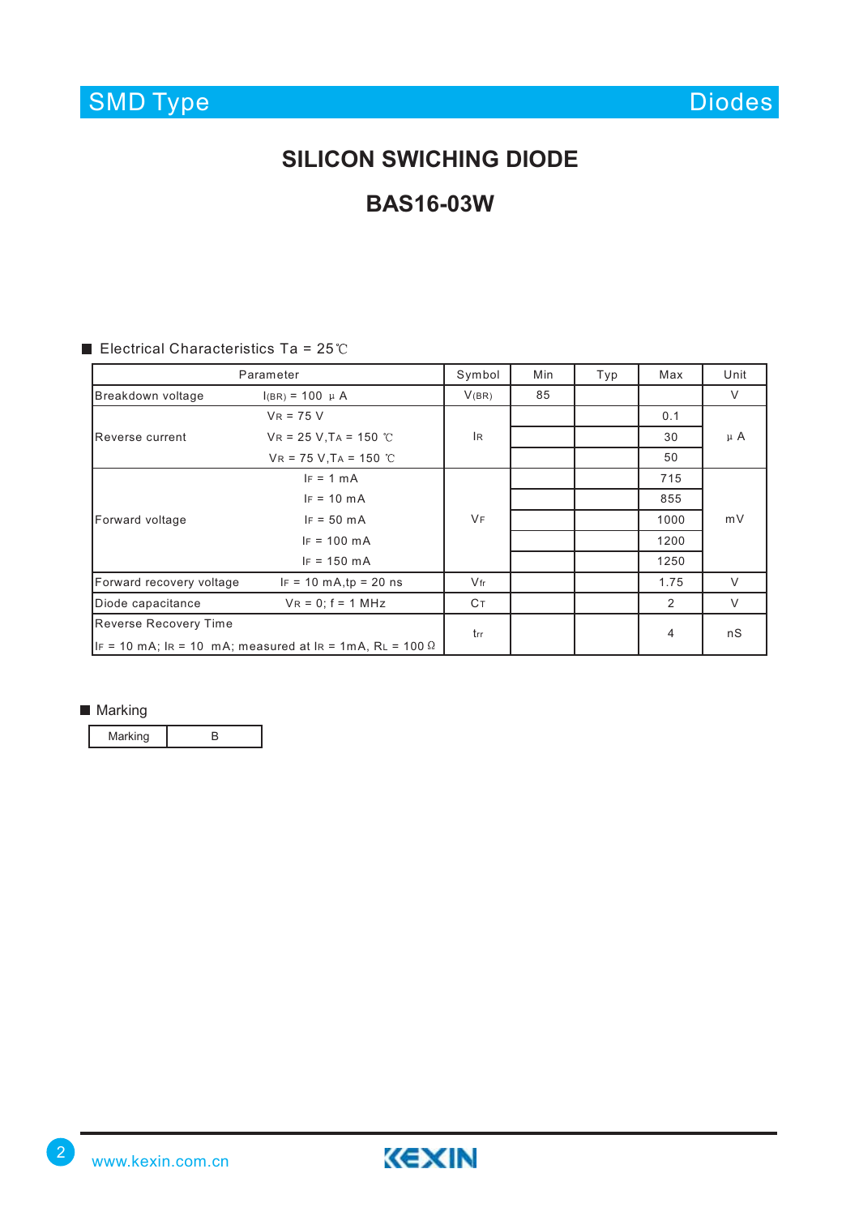# SILICON SWICHING DIODE

# BAS16-03W

■ Electrical Characteristics Ta = 25℃

| Parameter | | Symbol | Min | Typ | Max | Unit |
|---|---|---|---|---|---|---|
| Breakdown voltage | $I_{(BR)}$ = 100 μA | $V_{(BR)}$ | 85 | | | V |
| Reverse current | $V_R$ = 75 V | $I_R$ | | | 0.1 | μA |
| | $V_R$ = 25 V, $T_A$ = 150 ℃ | | | | 30 | |
| | $V_R$ = 75 V, $T_A$ = 150 ℃ | | | | 50 | |
| Forward voltage | $I_F$ = 1 mA | $V_F$ | | | 715 | mV |
| | $I_F$ = 10 mA | | | | 855 | |
| | $I_F$ = 50 mA | | | | 1000 | |
| | $I_F$ = 100 mA | | | | 1200 | |
| | $I_F$ = 150 mA | | | | 1250 | |
| Forward recovery voltage | $I_F$ = 10 mA, tp = 20 ns | $V_{fr}$ | | | 1.75 | V |
| Diode capacitance | $V_R$ = 0; f = 1 MHz | $C_T$ | | | 2 | V |
| Reverse Recovery Time<br>$I_F$ = 10 mA; $I_R$ = 10 mA; measured at $I_R$ = 1mA, $R_L$ = 100 Ω | | $t_{rr}$ | | | 4 | nS |

■ Marking

| | |
|---|---|
| Marking | B |